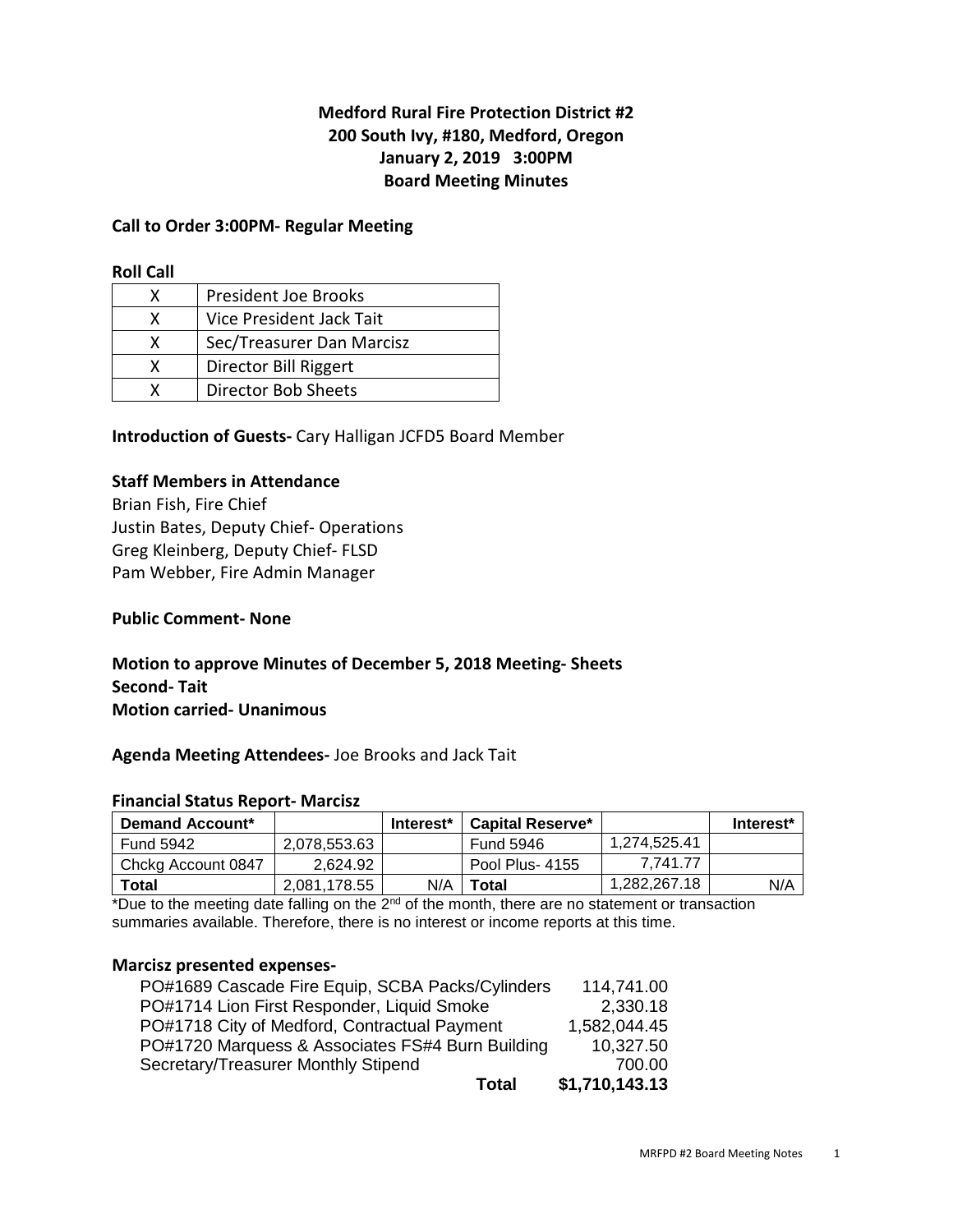**Medford Rural Fire Protection District #2**
**200 South Ivy, #180, Medford, Oregon**
**January 2, 2019 3:00PM**
**Board Meeting Minutes**

**Call to Order 3:00PM- Regular Meeting**

**Roll Call**

| | |
|---|---|
| X | President Joe Brooks |
| X | Vice President Jack Tait |
| X | Sec/Treasurer Dan Marcisz |
| X | Director Bill Riggert |
| X | Director Bob Sheets |

**Introduction of Guests-** Cary Halligan JCFD5 Board Member

**Staff Members in Attendance**

Brian Fish, Fire Chief
Justin Bates, Deputy Chief- Operations
Greg Kleinberg, Deputy Chief- FLSD
Pam Webber, Fire Admin Manager

**Public Comment- None**

**Motion to approve Minutes of December 5, 2018 Meeting- Sheets**
**Second- Tait**
**Motion carried- Unanimous**

**Agenda Meeting Attendees-** Joe Brooks and Jack Tait

**Financial Status Report- Marcisz**

| Demand Account* | | Interest* | Capital Reserve* | | Interest* |
|---|---|---|---|---|---|
| Fund 5942 | 2,078,553.63 | | Fund 5946 | 1,274,525.41 | |
| Chckg Account 0847 | 2,624.92 | | Pool Plus- 4155 | 7,741.77 | |
| **Total** | 2,081,178.55 | N/A | **Total** | 1,282,267.18 | N/A |

*Due to the meeting date falling on the 2nd of the month, there are no statement or transaction summaries available. Therefore, there is no interest or income reports at this time.

**Marcisz presented expenses-**

| | |
|---|---|
| PO#1689 Cascade Fire Equip, SCBA Packs/Cylinders | 114,741.00 |
| PO#1714 Lion First Responder, Liquid Smoke | 2,330.18 |
| PO#1718 City of Medford, Contractual Payment | 1,582,044.45 |
| PO#1720 Marquess & Associates FS#4 Burn Building | 10,327.50 |
| Secretary/Treasurer Monthly Stipend | 700.00 |
| **Total** | **$1,710,143.13** |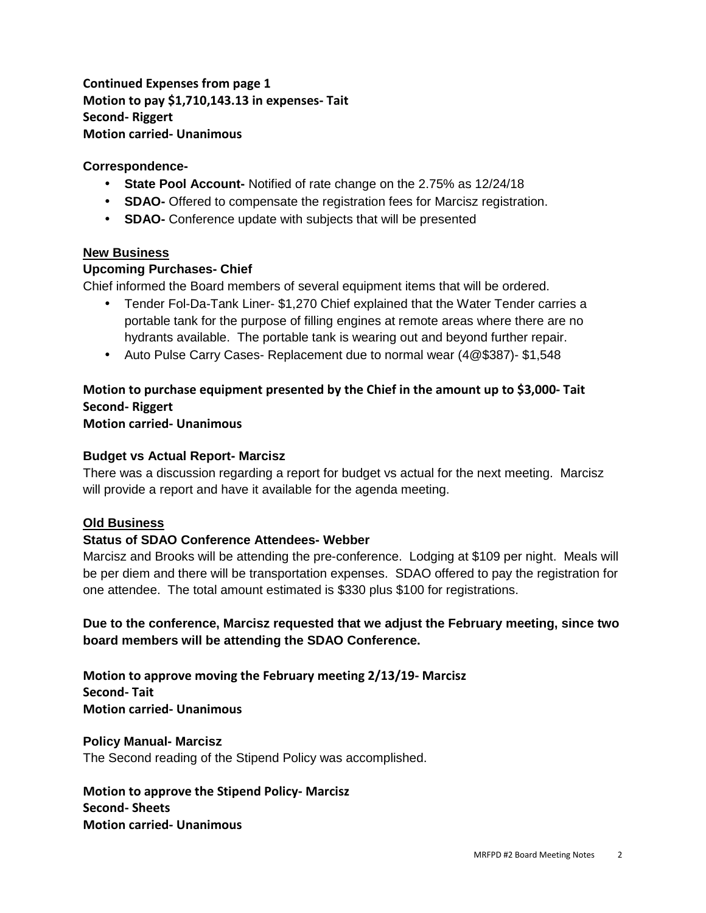**Continued Expenses from page 1**
**Motion to pay $1,710,143.13 in expenses- Tait**
**Second- Riggert**
**Motion carried- Unanimous**

**Correspondence-**

- **State Pool Account-** Notified of rate change on the 2.75% as 12/24/18
- **SDAO-** Offered to compensate the registration fees for Marcisz registration.
- **SDAO-** Conference update with subjects that will be presented

**New Business**

**Upcoming Purchases- Chief**

Chief informed the Board members of several equipment items that will be ordered.

- Tender Fol-Da-Tank Liner- $1,270 Chief explained that the Water Tender carries a portable tank for the purpose of filling engines at remote areas where there are no hydrants available. The portable tank is wearing out and beyond further repair.
- Auto Pulse Carry Cases- Replacement due to normal wear (4@$387)- $1,548

**Motion to purchase equipment presented by the Chief in the amount up to $3,000- Tait**
**Second- Riggert**
**Motion carried- Unanimous**

**Budget vs Actual Report- Marcisz**

There was a discussion regarding a report for budget vs actual for the next meeting. Marcisz will provide a report and have it available for the agenda meeting.

**Old Business**

**Status of SDAO Conference Attendees- Webber**

Marcisz and Brooks will be attending the pre-conference. Lodging at $109 per night. Meals will be per diem and there will be transportation expenses. SDAO offered to pay the registration for one attendee. The total amount estimated is $330 plus $100 for registrations.

**Due to the conference, Marcisz requested that we adjust the February meeting, since two board members will be attending the SDAO Conference.**

**Motion to approve moving the February meeting 2/13/19- Marcisz**
**Second- Tait**
**Motion carried- Unanimous**

**Policy Manual- Marcisz**

The Second reading of the Stipend Policy was accomplished.

**Motion to approve the Stipend Policy- Marcisz**
**Second- Sheets**
**Motion carried- Unanimous**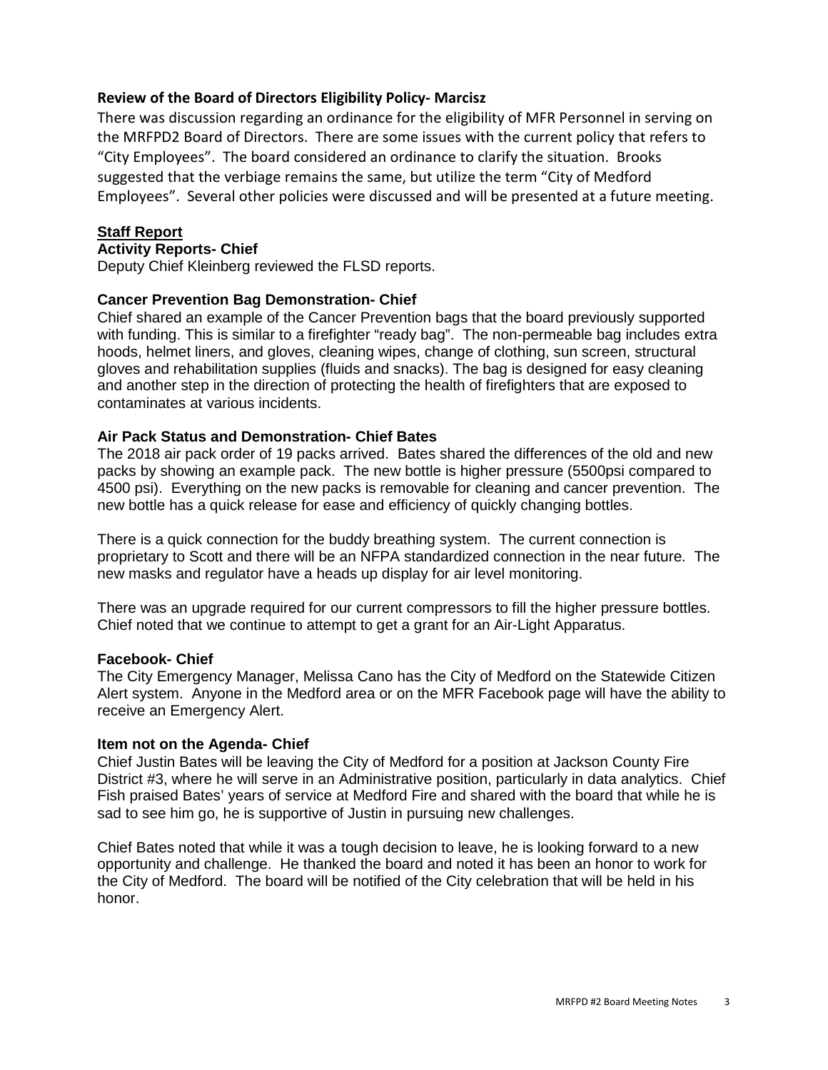### Review of the Board of Directors Eligibility Policy- Marcisz

There was discussion regarding an ordinance for the eligibility of MFR Personnel in serving on the MRFPD2 Board of Directors. There are some issues with the current policy that refers to "City Employees". The board considered an ordinance to clarify the situation. Brooks suggested that the verbiage remains the same, but utilize the term "City of Medford Employees". Several other policies were discussed and will be presented at a future meeting.

## Staff Report

### Activity Reports- Chief

Deputy Chief Kleinberg reviewed the FLSD reports.

### Cancer Prevention Bag Demonstration- Chief

Chief shared an example of the Cancer Prevention bags that the board previously supported with funding. This is similar to a firefighter "ready bag". The non-permeable bag includes extra hoods, helmet liners, and gloves, cleaning wipes, change of clothing, sun screen, structural gloves and rehabilitation supplies (fluids and snacks). The bag is designed for easy cleaning and another step in the direction of protecting the health of firefighters that are exposed to contaminates at various incidents.

### Air Pack Status and Demonstration- Chief Bates

The 2018 air pack order of 19 packs arrived. Bates shared the differences of the old and new packs by showing an example pack. The new bottle is higher pressure (5500psi compared to 4500 psi). Everything on the new packs is removable for cleaning and cancer prevention. The new bottle has a quick release for ease and efficiency of quickly changing bottles.

There is a quick connection for the buddy breathing system. The current connection is proprietary to Scott and there will be an NFPA standardized connection in the near future. The new masks and regulator have a heads up display for air level monitoring.

There was an upgrade required for our current compressors to fill the higher pressure bottles. Chief noted that we continue to attempt to get a grant for an Air-Light Apparatus.

### Facebook- Chief

The City Emergency Manager, Melissa Cano has the City of Medford on the Statewide Citizen Alert system. Anyone in the Medford area or on the MFR Facebook page will have the ability to receive an Emergency Alert.

### Item not on the Agenda- Chief

Chief Justin Bates will be leaving the City of Medford for a position at Jackson County Fire District #3, where he will serve in an Administrative position, particularly in data analytics. Chief Fish praised Bates' years of service at Medford Fire and shared with the board that while he is sad to see him go, he is supportive of Justin in pursuing new challenges.

Chief Bates noted that while it was a tough decision to leave, he is looking forward to a new opportunity and challenge. He thanked the board and noted it has been an honor to work for the City of Medford. The board will be notified of the City celebration that will be held in his honor.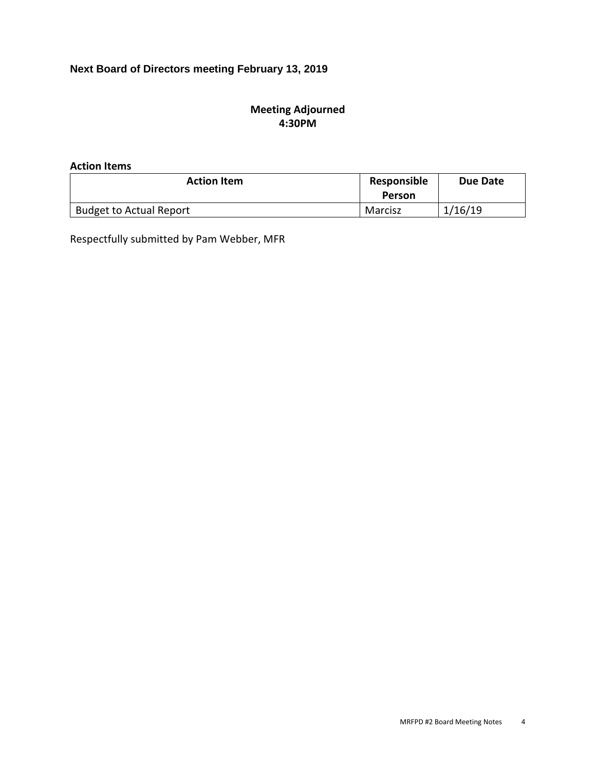**Next Board of Directors meeting February 13, 2019**

**Meeting Adjourned**
**4:30PM**

**Action Items**

| Action Item | Responsible Person | Due Date |
|---|---|---|
| Budget to Actual Report | Marcisz | 1/16/19 |

Respectfully submitted by Pam Webber, MFR